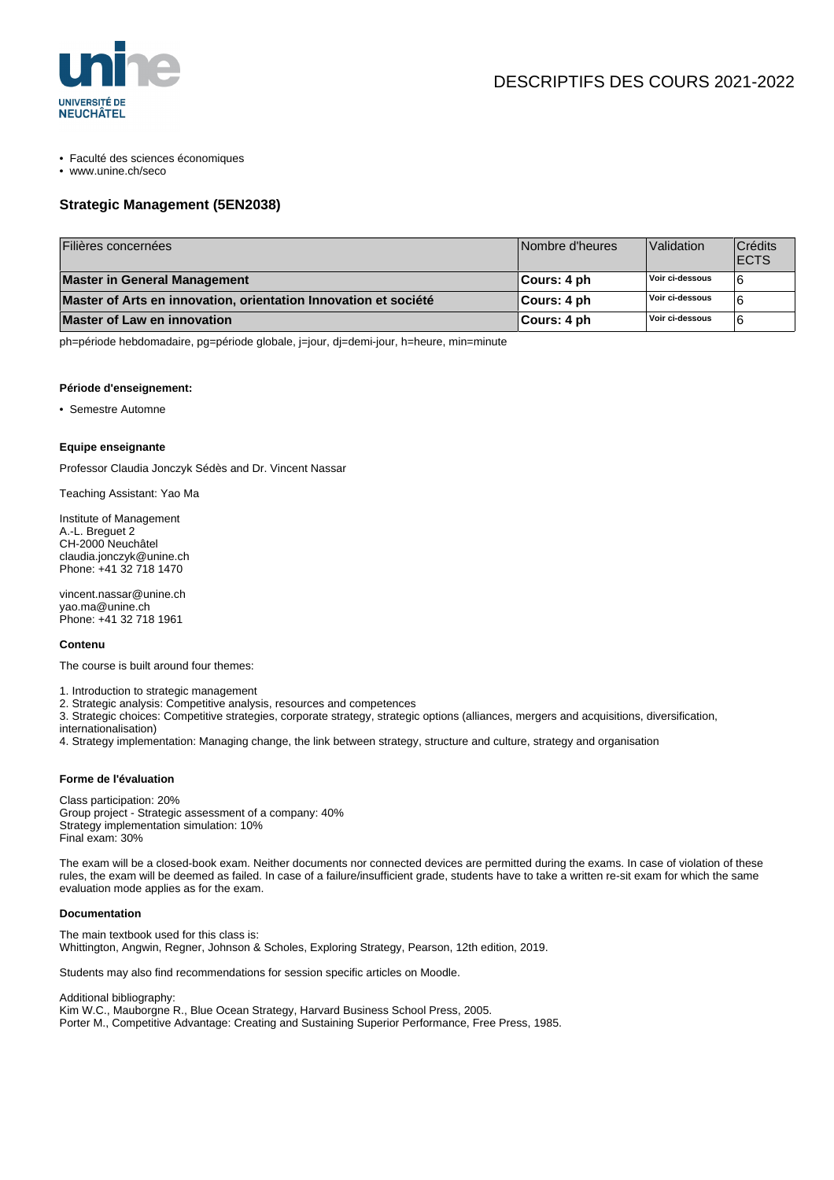DESCRIPTIFS DES COURS 2021-2022

- Faculté des sciences économiques
- www.unine.ch/seco

## Strategic Management (5EN2038)

| Filières concernées | Nombre d'heures | Validation | Crédits ECTS |
|---|---|---|---|
| **Master in General Management** | **Cours: 4 ph** | **Voir ci-dessous** | 6 |
| **Master of Arts en innovation, orientation Innovation et société** | **Cours: 4 ph** | **Voir ci-dessous** | 6 |
| **Master of Law en innovation** | **Cours: 4 ph** | **Voir ci-dessous** | 6 |

ph=période hebdomadaire, pg=période globale, j=jour, dj=demi-jour, h=heure, min=minute

#### Période d'enseignement:

- Semestre Automne

#### Equipe enseignante

Professor Claudia Jonczyk Sédès and Dr. Vincent Nassar

Teaching Assistant: Yao Ma

Institute of Management
A.-L. Breguet 2
CH-2000 Neuchâtel
claudia.jonczyk@unine.ch
Phone: +41 32 718 1470

vincent.nassar@unine.ch
yao.ma@unine.ch
Phone: +41 32 718 1961

#### Contenu

The course is built around four themes:

1. Introduction to strategic management
2. Strategic analysis: Competitive analysis, resources and competences
3. Strategic choices: Competitive strategies, corporate strategy, strategic options (alliances, mergers and acquisitions, diversification, internationalisation)
4. Strategy implementation: Managing change, the link between strategy, structure and culture, strategy and organisation

#### Forme de l'évaluation

Class participation: 20%
Group project - Strategic assessment of a company: 40%
Strategy implementation simulation: 10%
Final exam: 30%

The exam will be a closed-book exam. Neither documents nor connected devices are permitted during the exams. In case of violation of these rules, the exam will be deemed as failed. In case of a failure/insufficient grade, students have to take a written re-sit exam for which the same evaluation mode applies as for the exam.

#### Documentation

The main textbook used for this class is:
Whittington, Angwin, Regner, Johnson & Scholes, Exploring Strategy, Pearson, 12th edition, 2019.

Students may also find recommendations for session specific articles on Moodle.

Additional bibliography:
Kim W.C., Mauborgne R., Blue Ocean Strategy, Harvard Business School Press, 2005.
Porter M., Competitive Advantage: Creating and Sustaining Superior Performance, Free Press, 1985.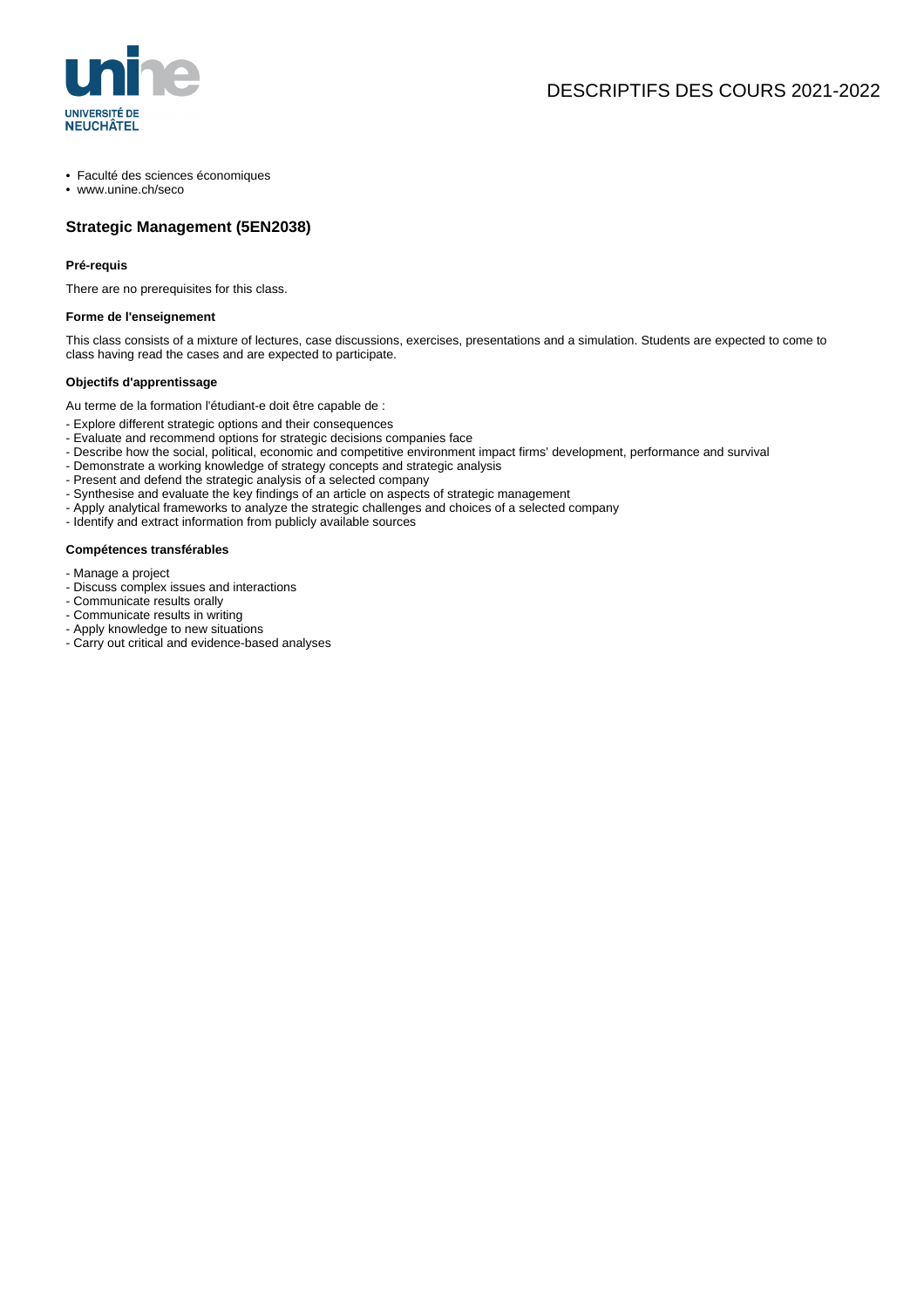UNIVERSITÉ DE NEUCHÂTEL

DESCRIPTIFS DES COURS 2021-2022

- Faculté des sciences économiques
- www.unine.ch/seco

## Strategic Management (5EN2038)

#### Pré-requis

There are no prerequisites for this class.

#### Forme de l'enseignement

This class consists of a mixture of lectures, case discussions, exercises, presentations and a simulation. Students are expected to come to class having read the cases and are expected to participate.

#### Objectifs d'apprentissage

Au terme de la formation l'étudiant-e doit être capable de :

- Explore different strategic options and their consequences
- Evaluate and recommend options for strategic decisions companies face
- Describe how the social, political, economic and competitive environment impact firms' development, performance and survival
- Demonstrate a working knowledge of strategy concepts and strategic analysis
- Present and defend the strategic analysis of a selected company
- Synthesise and evaluate the key findings of an article on aspects of strategic management
- Apply analytical frameworks to analyze the strategic challenges and choices of a selected company
- Identify and extract information from publicly available sources

#### Compétences transférables

- Manage a project
- Discuss complex issues and interactions
- Communicate results orally
- Communicate results in writing
- Apply knowledge to new situations
- Carry out critical and evidence-based analyses